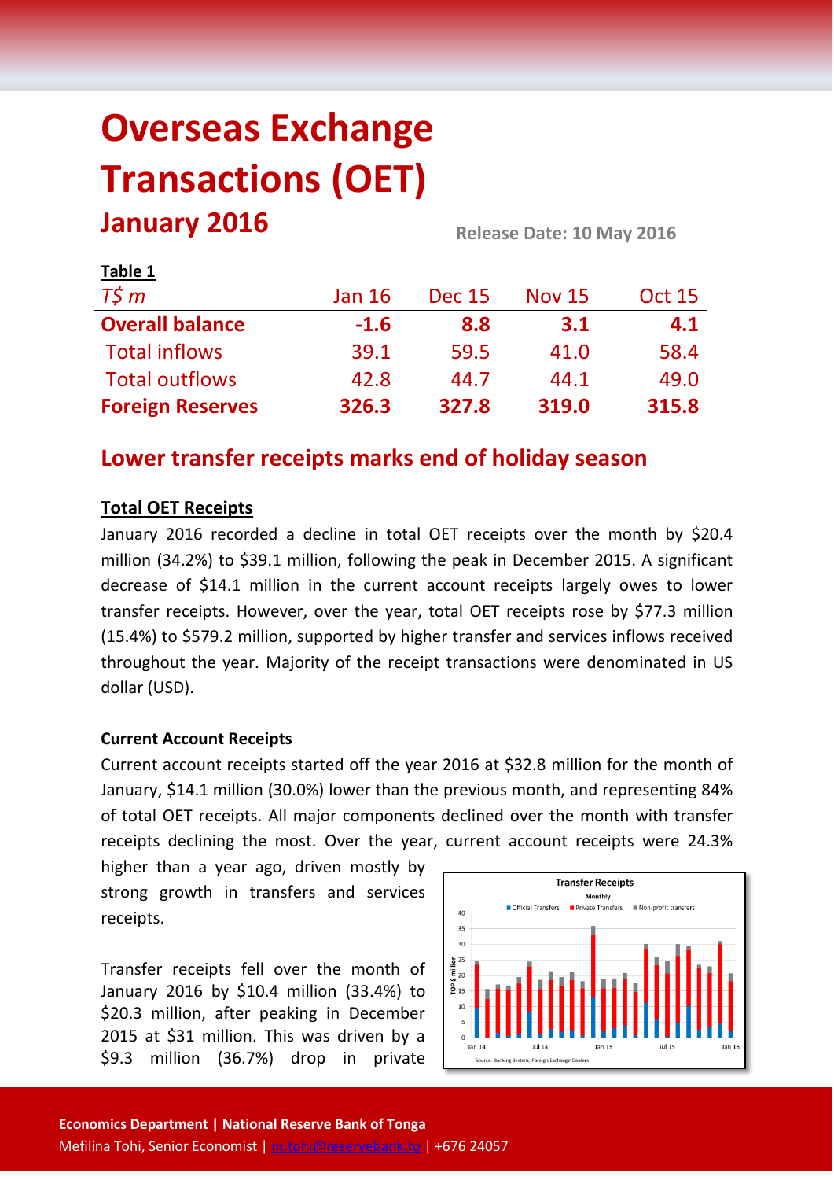# Overseas Exchange Transactions (OET)

## January 2016

Release Date: 10 May 2016

**Table 1**

| *T$ m* | Jan 16 | Dec 15 | Nov 15 | Oct 15 |
|---|---|---|---|---|
| **Overall balance** | **-1.6** | **8.8** | **3.1** | **4.1** |
| Total inflows | 39.1 | 59.5 | 41.0 | 58.4 |
| Total outflows | 42.8 | 44.7 | 44.1 | 49.0 |
| **Foreign Reserves** | **326.3** | **327.8** | **319.0** | **315.8** |

## Lower transfer receipts marks end of holiday season

### Total OET Receipts

January 2016 recorded a decline in total OET receipts over the month by $20.4 million (34.2%) to $39.1 million, following the peak in December 2015. A significant decrease of $14.1 million in the current account receipts largely owes to lower transfer receipts. However, over the year, total OET receipts rose by $77.3 million (15.4%) to $579.2 million, supported by higher transfer and services inflows received throughout the year. Majority of the receipt transactions were denominated in US dollar (USD).

**Current Account Receipts**

Current account receipts started off the year 2016 at $32.8 million for the month of January, $14.1 million (30.0%) lower than the previous month, and representing 84% of total OET receipts. All major components declined over the month with transfer receipts declining the most. Over the year, current account receipts were 24.3% higher than a year ago, driven mostly by strong growth in transfers and services receipts.

Transfer receipts fell over the month of January 2016 by $10.4 million (33.4%) to $20.3 million, after peaking in December 2015 at $31 million. This was driven by a $9.3 million (36.7%) drop in private

**Economics Department | National Reserve Bank of Tonga**
Mefilina Tohi, Senior Economist | m.tohi@reservebank.to | +676 24057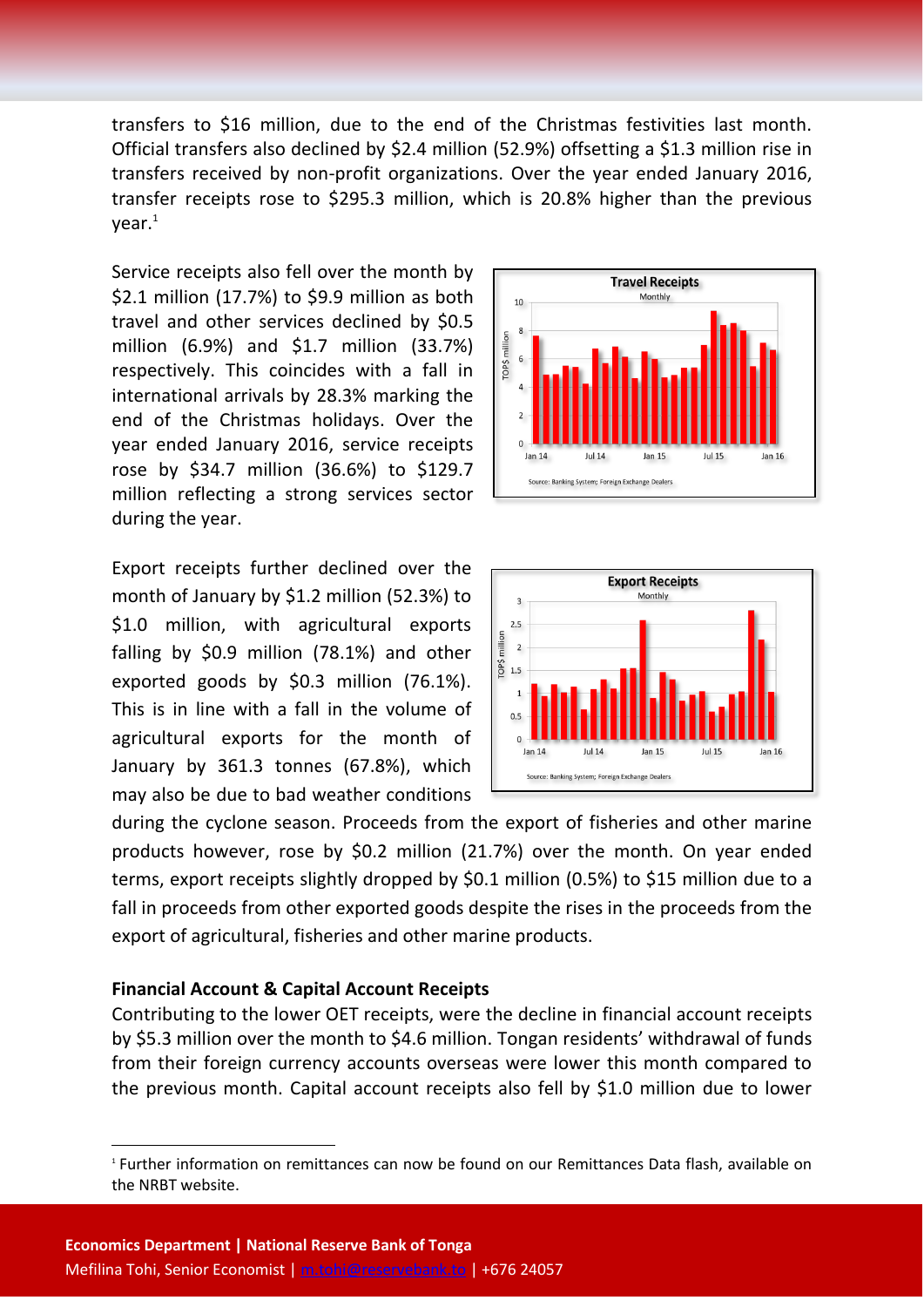transfers to $16 million, due to the end of the Christmas festivities last month. Official transfers also declined by $2.4 million (52.9%) offsetting a $1.3 million rise in transfers received by non-profit organizations. Over the year ended January 2016, transfer receipts rose to $295.3 million, which is 20.8% higher than the previous year.[1]

Service receipts also fell over the month by $2.1 million (17.7%) to $9.9 million as both travel and other services declined by $0.5 million (6.9%) and $1.7 million (33.7%) respectively. This coincides with a fall in international arrivals by 28.3% marking the end of the Christmas holidays. Over the year ended January 2016, service receipts rose by $34.7 million (36.6%) to $129.7 million reflecting a strong services sector during the year.

Export receipts further declined over the month of January by $1.2 million (52.3%) to $1.0 million, with agricultural exports falling by $0.9 million (78.1%) and other exported goods by $0.3 million (76.1%). This is in line with a fall in the volume of agricultural exports for the month of January by 361.3 tonnes (67.8%), which may also be due to bad weather conditions during the cyclone season. Proceeds from the export of fisheries and other marine products however, rose by $0.2 million (21.7%) over the month. On year ended terms, export receipts slightly dropped by $0.1 million (0.5%) to $15 million due to a fall in proceeds from other exported goods despite the rises in the proceeds from the export of agricultural, fisheries and other marine products.

**Financial Account & Capital Account Receipts**

Contributing to the lower OET receipts, were the decline in financial account receipts by $5.3 million over the month to $4.6 million. Tongan residents' withdrawal of funds from their foreign currency accounts overseas were lower this month compared to the previous month. Capital account receipts also fell by $1.0 million due to lower

[1] Further information on remittances can now be found on our Remittances Data flash, available on the NRBT website.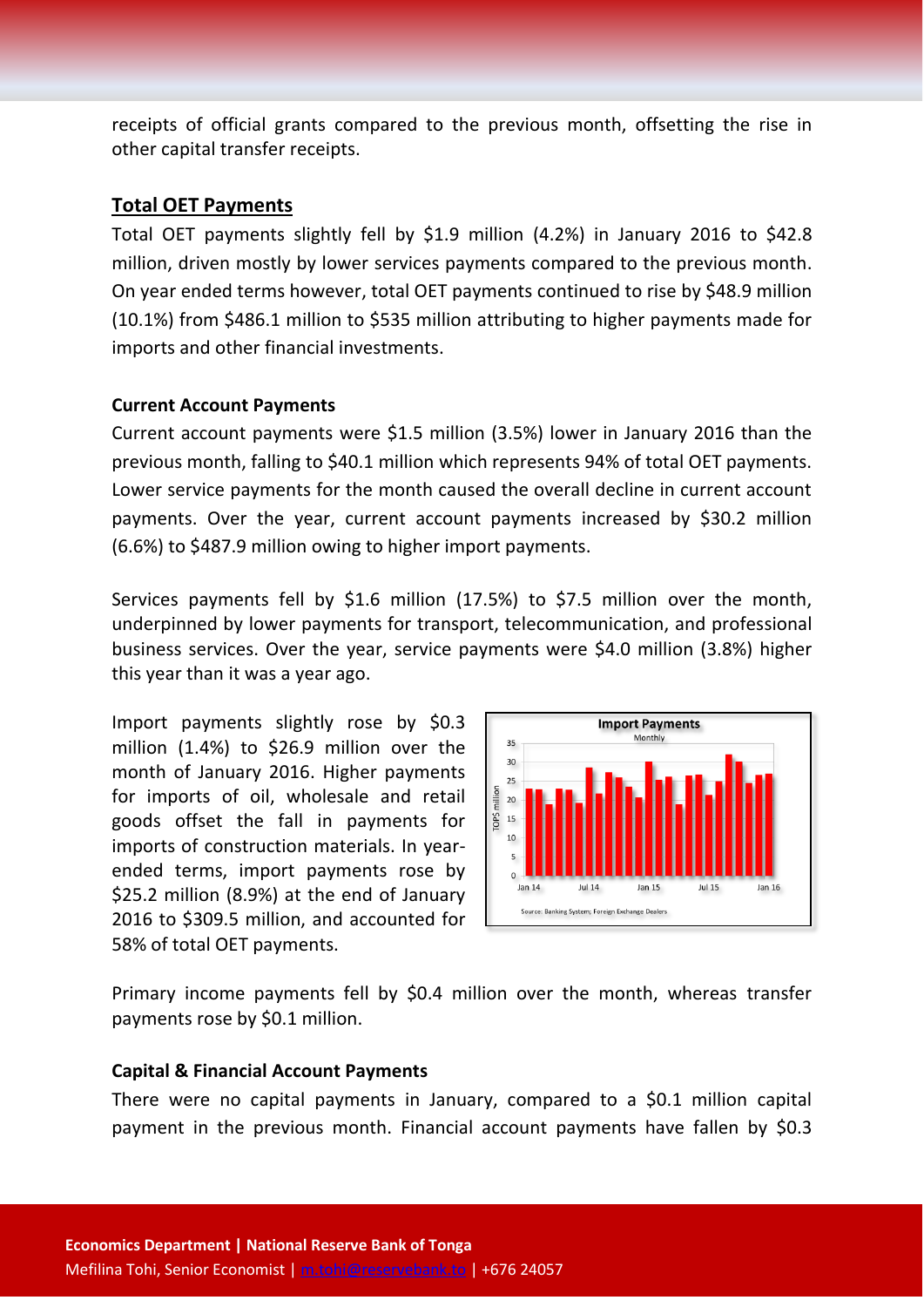receipts of official grants compared to the previous month, offsetting the rise in other capital transfer receipts.

## Total OET Payments

Total OET payments slightly fell by $1.9 million (4.2%) in January 2016 to $42.8 million, driven mostly by lower services payments compared to the previous month. On year ended terms however, total OET payments continued to rise by $48.9 million (10.1%) from $486.1 million to $535 million attributing to higher payments made for imports and other financial investments.

### Current Account Payments

Current account payments were $1.5 million (3.5%) lower in January 2016 than the previous month, falling to $40.1 million which represents 94% of total OET payments. Lower service payments for the month caused the overall decline in current account payments. Over the year, current account payments increased by $30.2 million (6.6%) to $487.9 million owing to higher import payments.

Services payments fell by $1.6 million (17.5%) to $7.5 million over the month, underpinned by lower payments for transport, telecommunication, and professional business services. Over the year, service payments were $4.0 million (3.8%) higher this year than it was a year ago.

Import payments slightly rose by $0.3 million (1.4%) to $26.9 million over the month of January 2016. Higher payments for imports of oil, wholesale and retail goods offset the fall in payments for imports of construction materials. In year-ended terms, import payments rose by $25.2 million (8.9%) at the end of January 2016 to $309.5 million, and accounted for 58% of total OET payments.

Primary income payments fell by $0.4 million over the month, whereas transfer payments rose by $0.1 million.

### Capital & Financial Account Payments

There were no capital payments in January, compared to a $0.1 million capital payment in the previous month. Financial account payments have fallen by $0.3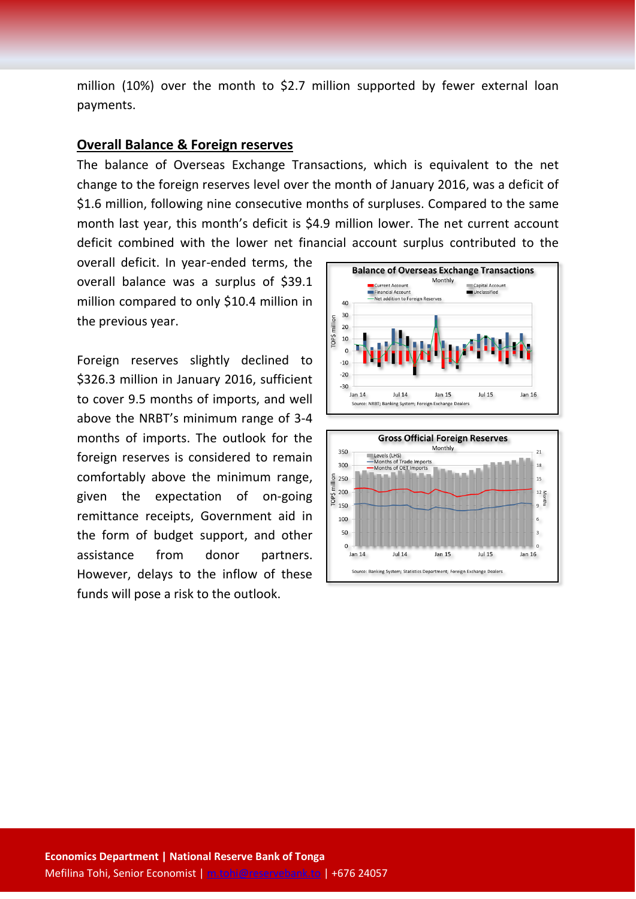million (10%) over the month to $2.7 million supported by fewer external loan payments.

## **Overall Balance & Foreign reserves**

The balance of Overseas Exchange Transactions, which is equivalent to the net change to the foreign reserves level over the month of January 2016, was a deficit of $1.6 million, following nine consecutive months of surpluses. Compared to the same month last year, this month's deficit is $4.9 million lower. The net current account deficit combined with the lower net financial account surplus contributed to the overall deficit. In year-ended terms, the overall balance was a surplus of $39.1 million compared to only $10.4 million in the previous year.

Foreign reserves slightly declined to $326.3 million in January 2016, sufficient to cover 9.5 months of imports, and well above the NRBT's minimum range of 3-4 months of imports. The outlook for the foreign reserves is considered to remain comfortably above the minimum range, given the expectation of on-going remittance receipts, Government aid in the form of budget support, and other assistance from donor partners. However, delays to the inflow of these funds will pose a risk to the outlook.

**Balance of Overseas Exchange Transactions**

Monthly

Source: NRBT; Banking System; Foreign Exchange Dealers

**Gross Official Foreign Reserves**

Monthly

Source: Banking System; Statistics Department; Foreign Exchange Dealers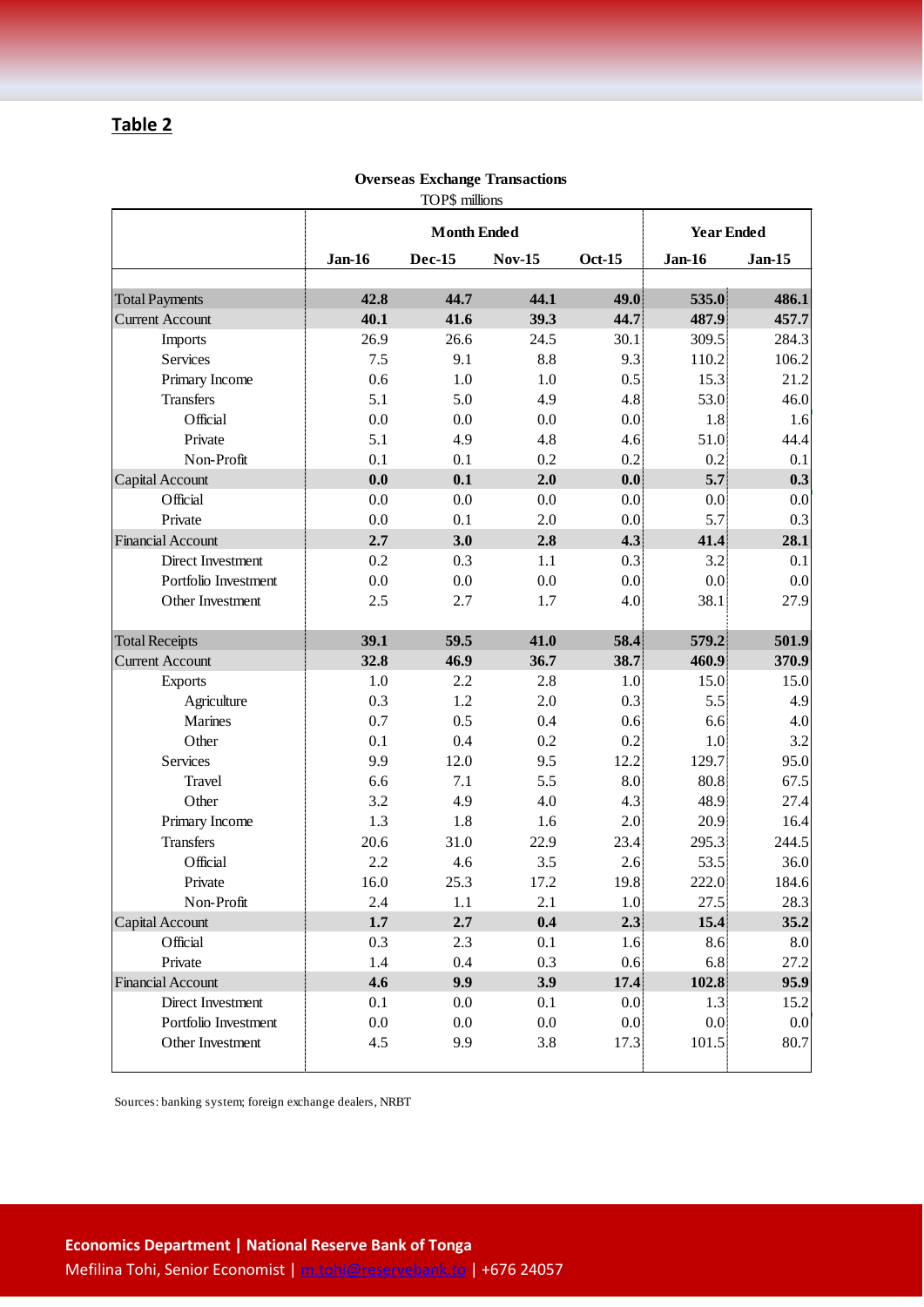## Table 2

**Overseas Exchange Transactions**

TOP$ millions

| | Month Ended | | | | Year Ended | |
|---|---|---|---|---|---|---|
| | **Jan-16** | **Dec-15** | **Nov-15** | **Oct-15** | **Jan-16** | **Jan-15** |
| Total Payments | **42.8** | **44.7** | **44.1** | **49.0** | **535.0** | **486.1** |
| Current Account | **40.1** | **41.6** | **39.3** | **44.7** | **487.9** | **457.7** |
| Imports | 26.9 | 26.6 | 24.5 | 30.1 | 309.5 | 284.3 |
| Services | 7.5 | 9.1 | 8.8 | 9.3 | 110.2 | 106.2 |
| Primary Income | 0.6 | 1.0 | 1.0 | 0.5 | 15.3 | 21.2 |
| Transfers | 5.1 | 5.0 | 4.9 | 4.8 | 53.0 | 46.0 |
| Official | 0.0 | 0.0 | 0.0 | 0.0 | 1.8 | 1.6 |
| Private | 5.1 | 4.9 | 4.8 | 4.6 | 51.0 | 44.4 |
| Non-Profit | 0.1 | 0.1 | 0.2 | 0.2 | 0.2 | 0.1 |
| Capital Account | **0.0** | **0.1** | **2.0** | **0.0** | **5.7** | **0.3** |
| Official | 0.0 | 0.0 | 0.0 | 0.0 | 0.0 | 0.0 |
| Private | 0.0 | 0.1 | 2.0 | 0.0 | 5.7 | 0.3 |
| Financial Account | **2.7** | **3.0** | **2.8** | **4.3** | **41.4** | **28.1** |
| Direct Investment | 0.2 | 0.3 | 1.1 | 0.3 | 3.2 | 0.1 |
| Portfolio Investment | 0.0 | 0.0 | 0.0 | 0.0 | 0.0 | 0.0 |
| Other Investment | 2.5 | 2.7 | 1.7 | 4.0 | 38.1 | 27.9 |
| Total Receipts | **39.1** | **59.5** | **41.0** | **58.4** | **579.2** | **501.9** |
| Current Account | **32.8** | **46.9** | **36.7** | **38.7** | **460.9** | **370.9** |
| Exports | 1.0 | 2.2 | 2.8 | 1.0 | 15.0 | 15.0 |
| Agriculture | 0.3 | 1.2 | 2.0 | 0.3 | 5.5 | 4.9 |
| Marines | 0.7 | 0.5 | 0.4 | 0.6 | 6.6 | 4.0 |
| Other | 0.1 | 0.4 | 0.2 | 0.2 | 1.0 | 3.2 |
| Services | 9.9 | 12.0 | 9.5 | 12.2 | 129.7 | 95.0 |
| Travel | 6.6 | 7.1 | 5.5 | 8.0 | 80.8 | 67.5 |
| Other | 3.2 | 4.9 | 4.0 | 4.3 | 48.9 | 27.4 |
| Primary Income | 1.3 | 1.8 | 1.6 | 2.0 | 20.9 | 16.4 |
| Transfers | 20.6 | 31.0 | 22.9 | 23.4 | 295.3 | 244.5 |
| Official | 2.2 | 4.6 | 3.5 | 2.6 | 53.5 | 36.0 |
| Private | 16.0 | 25.3 | 17.2 | 19.8 | 222.0 | 184.6 |
| Non-Profit | 2.4 | 1.1 | 2.1 | 1.0 | 27.5 | 28.3 |
| Capital Account | **1.7** | **2.7** | **0.4** | **2.3** | **15.4** | **35.2** |
| Official | 0.3 | 2.3 | 0.1 | 1.6 | 8.6 | 8.0 |
| Private | 1.4 | 0.4 | 0.3 | 0.6 | 6.8 | 27.2 |
| Financial Account | **4.6** | **9.9** | **3.9** | **17.4** | **102.8** | **95.9** |
| Direct Investment | 0.1 | 0.0 | 0.1 | 0.0 | 1.3 | 15.2 |
| Portfolio Investment | 0.0 | 0.0 | 0.0 | 0.0 | 0.0 | 0.0 |
| Other Investment | 4.5 | 9.9 | 3.8 | 17.3 | 101.5 | 80.7 |

Sources: banking system; foreign exchange dealers, NRBT

**Economics Department | National Reserve Bank of Tonga**

Mefilina Tohi, Senior Economist | m.tohi@reservebank.to | +676 24057